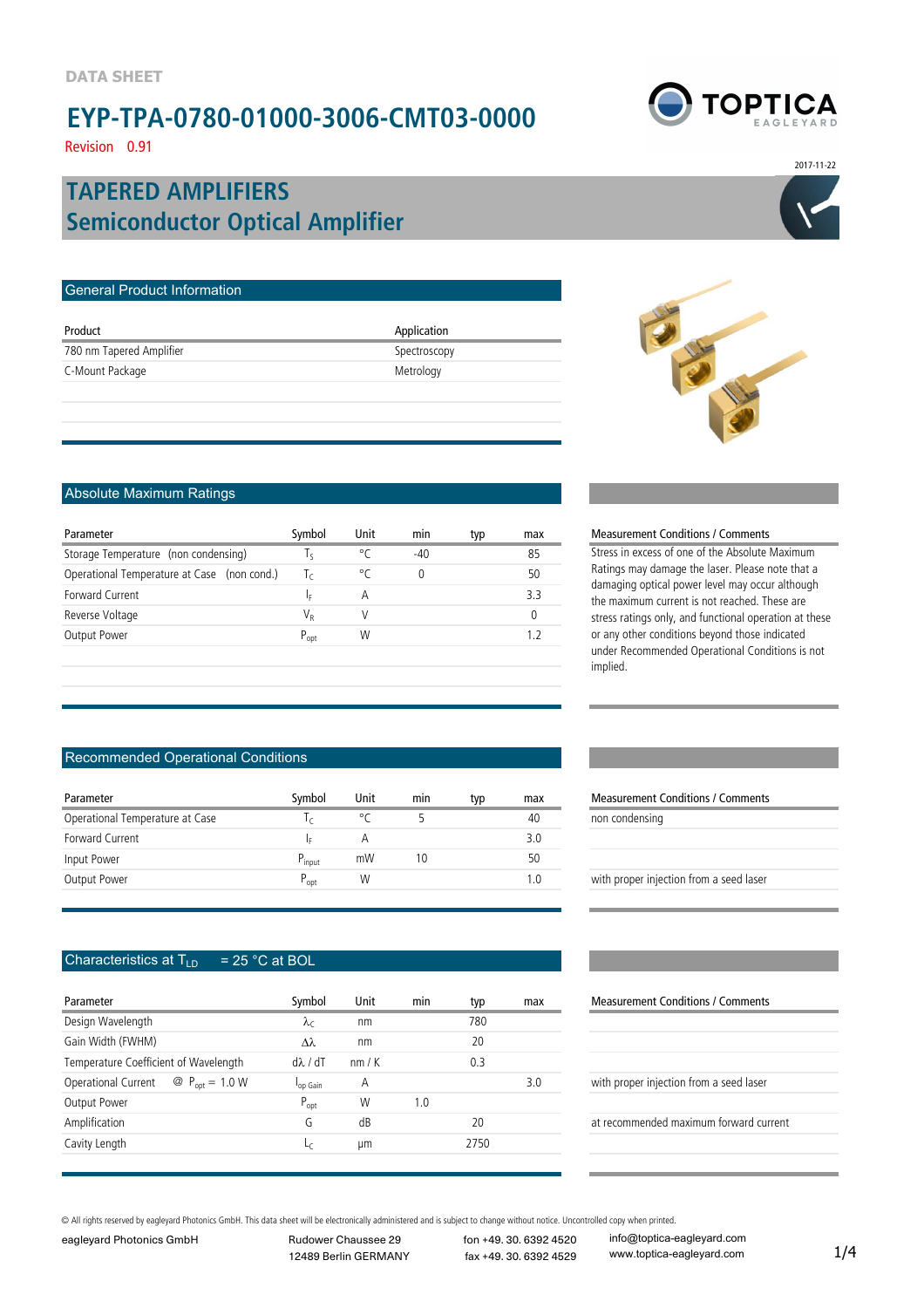DATA SHEET

# EYP-TPA-0780-01000-3006-CMT03-0000

Revision 0.91

2017-11-22

## TAPERED AMPLIFIERS
## Semiconductor Optical Amplifier

### General Product Information

| Product | Application |
|---|---|
| 780 nm Tapered Amplifier | Spectroscopy |
| C-Mount Package | Metrology |

### Absolute Maximum Ratings

| Parameter | Symbol | Unit | min | typ | max |
|---|---|---|---|---|---|
| Storage Temperature (non condensing) | $T_S$ | °C | -40 | | 85 |
| Operational Temperature at Case (non cond.) | $T_C$ | °C | 0 | | 50 |
| Forward Current | $I_F$ | A | | | 3.3 |
| Reverse Voltage | $V_R$ | V | | | 0 |
| Output Power | $P_{opt}$ | W | | | 1.2 |

Measurement Conditions / Comments

Stress in excess of one of the Absolute Maximum Ratings may damage the laser. Please note that a damaging optical power level may occur although the maximum current is not reached. These are stress ratings only, and functional operation at these or any other conditions beyond those indicated under Recommended Operational Conditions is not implied.

### Recommended Operational Conditions

| Parameter | Symbol | Unit | min | typ | max | Measurement Conditions / Comments |
|---|---|---|---|---|---|---|
| Operational Temperature at Case | $T_C$ | °C | 5 | | 40 | non condensing |
| Forward Current | $I_F$ | A | | | 3.0 | |
| Input Power | $P_{input}$ | mW | 10 | | 50 | |
| Output Power | $P_{opt}$ | W | | | 1.0 | with proper injection from a seed laser |

### Characteristics at $T_{LD}$ = 25 °C at BOL

| Parameter | Symbol | Unit | min | typ | max | Measurement Conditions / Comments |
|---|---|---|---|---|---|---|
| Design Wavelength | $\lambda_C$ | nm | | 780 | | |
| Gain Width (FWHM) | $\Delta\lambda$ | nm | | 20 | | |
| Temperature Coefficient of Wavelength | $d\lambda / dT$ | nm / K | | 0.3 | | |
| Operational Current @ $P_{opt}$ = 1.0 W | $I_{op\ Gain}$ | A | | | 3.0 | with proper injection from a seed laser |
| Output Power | $P_{opt}$ | W | 1.0 | | | |
| Amplification | G | dB | | 20 | | at recommended maximum forward current |
| Cavity Length | $L_C$ | µm | | 2750 | | |

© All rights reserved by eagleyard Photonics GmbH. This data sheet will be electronically administered and is subject to change without notice. Uncontrolled copy when printed.

eagleyard Photonics GmbH | Rudower Chaussee 29, 12489 Berlin GERMANY | fon +49. 30. 6392 4520, fax +49. 30. 6392 4529 | info@toptica-eagleyard.com, www.toptica-eagleyard.com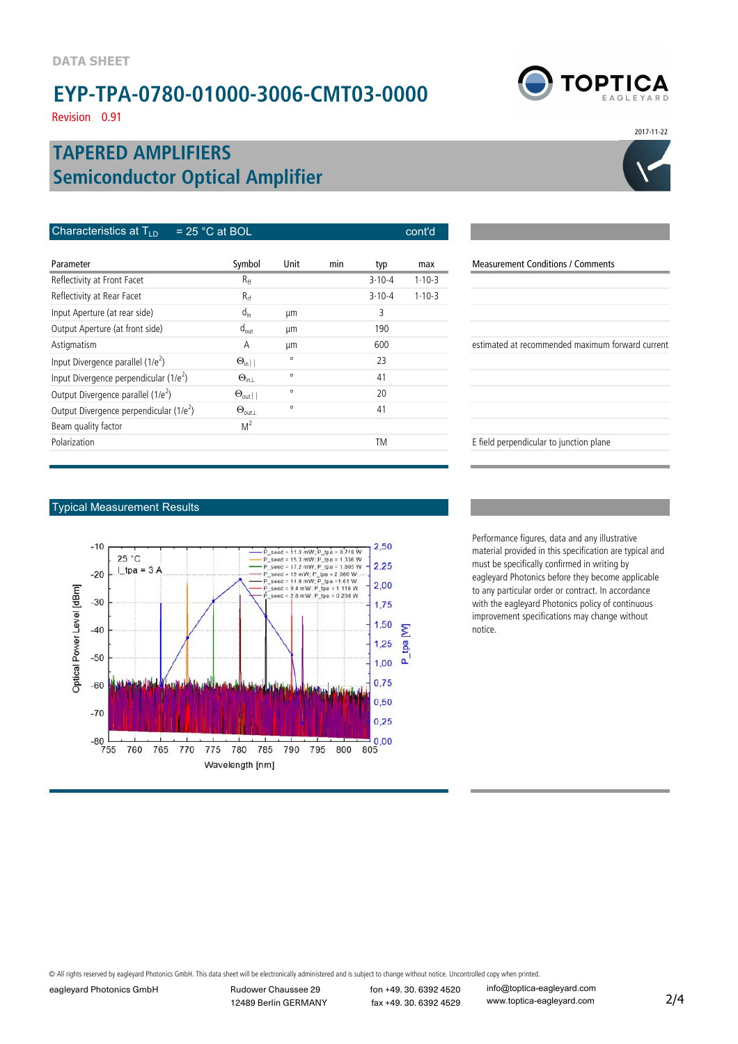# EYP-TPA-0780-01000-3006-CMT03-0000

Revision 0.91

2017-11-22

## TAPERED AMPLIFIERS
## Semiconductor Optical Amplifier

### Characteristics at $T_{LD}$ = 25 °C at BOL cont'd

| Parameter | Symbol | Unit | min | typ | max | Measurement Conditions / Comments |
|---|---|---|---|---|---|---|
| Reflectivity at Front Facet | $R_{ff}$ | | | 3·10-4 | 1·10-3 | |
| Reflectivity at Rear Facet | $R_{rf}$ | | | 3·10-4 | 1·10-3 | |
| Input Aperture (at rear side) | $d_{in}$ | µm | | 3 | | |
| Output Aperture (at front side) | $d_{out}$ | µm | | 190 | | |
| Astigmatism | A | µm | | 600 | | estimated at recommended maximum forward current |
| Input Divergence parallel (1/e$^2$) | $\Theta_{in\|\|}$ | ° | | 23 | | |
| Input Divergence perpendicular (1/e$^2$) | $\Theta_{in\perp}$ | ° | | 41 | | |
| Output Divergence parallel (1/e$^2$) | $\Theta_{out\|\|}$ | ° | | 20 | | |
| Output Divergence perpendicular (1/e$^2$) | $\Theta_{out\perp}$ | ° | | 41 | | |
| Beam quality factor | $M^2$ | | | | | |
| Polarization | | | | TM | | E field perpendicular to junction plane |

### Typical Measurement Results

25 °C
I_tpa = 3 A

P_seed = 11.3 mW; P_tpa = 0.718 W
P_seed = 15.3 mW; P_tpa = 1.336 W
P_seed = 17.2 mW; P_tpa = 1.805 W
P_seed = 19 mW; P_tpa = 2.086 W
P_seed = 14.9 mW; P_tpa = 1.61 W
P_seed = 9.4 mW; P_tpa = 1.116 W
P_seed = 2.8 mW; P_tpa = 0.238 W

Optical Power Level [dBm]
-10
-20
-30
-40
-50
-60
-70
-80

P_tpa [W]
2,50
2,25
2,00
1,75
1,50
1,25
1,00
0,75
0,50
0,25
0,00

755 760 765 770 775 780 785 790 795 800 805
Wavelength [nm]

Performance figures, data and any illustrative material provided in this specification are typical and must be specifically confirmed in writing by eagleyard Photonics before they become applicable to any particular order or contract. In accordance with the eagleyard Photonics policy of continuous improvement specifications may change without notice.

© All rights reserved by eagleyard Photonics GmbH. This data sheet will be electronically administered and is subject to change without notice. Uncontrolled copy when printed.

eagleyard Photonics GmbH | Rudower Chaussee 29, 12489 Berlin GERMANY | fon +49. 30. 6392 4520, fax +49. 30. 6392 4529 | info@toptica-eagleyard.com, www.toptica-eagleyard.com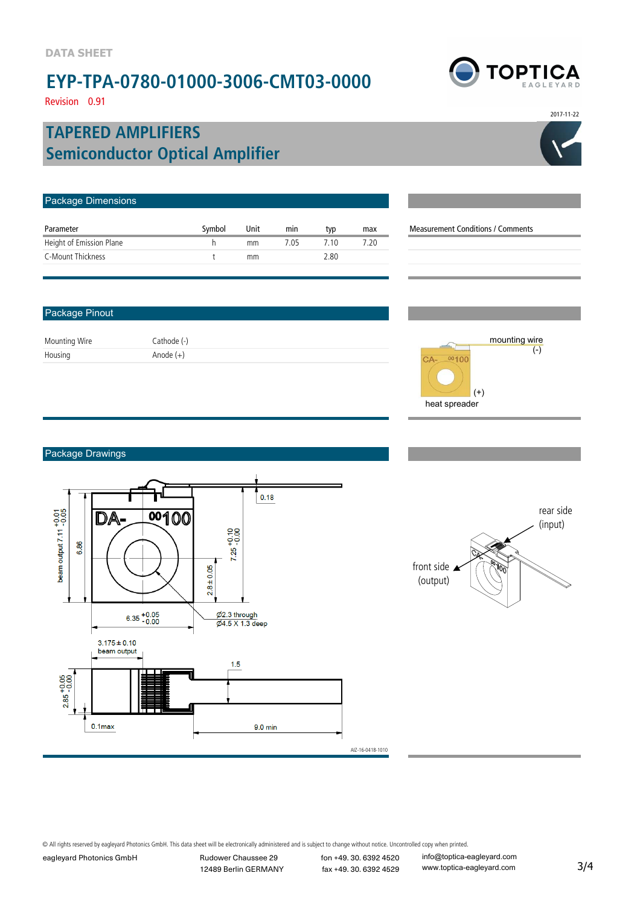DATA SHEET

# EYP-TPA-0780-01000-3006-CMT03-0000

Revision 0.91

2017-11-22

## TAPERED AMPLIFIERS
## Semiconductor Optical Amplifier

### Package Dimensions

| Parameter | Symbol | Unit | min | typ | max | Measurement Conditions / Comments |
|---|---|---|---|---|---|---|
| Height of Emission Plane | h | mm | 7.05 | 7.10 | 7.20 | |
| C-Mount Thickness | t | mm | | 2.80 | | |

### Package Pinout

| | |
|---|---|
| Mounting Wire | Cathode (-) |
| Housing | Anode (+) |

mounting wire
(-)
CA- 00100
(+)
heat spreader

### Package Drawings

0.18
DA- 00100
beam output 7.11 +0.01 -0.05
6.86
7.25 +0.10 -0.00
2.8 ± 0.05
6.35 +0.05 -0.00
Ø2.3 through
Ø4.5 X 1.3 deep
3.175 ± 0.10
beam output
1.5
2.85 +0.05 -0.00
0.1max
9.0 min
AIZ-16-0418-1010

rear side
(input)
front side
(output)

© All rights reserved by eagleyard Photonics GmbH. This data sheet will be electronically administered and is subject to change without notice. Uncontrolled copy when printed.

eagleyard Photonics GmbH
Rudower Chaussee 29
12489 Berlin GERMANY
fon +49. 30. 6392 4520
fax +49. 30. 6392 4529
info@toptica-eagleyard.com
www.toptica-eagleyard.com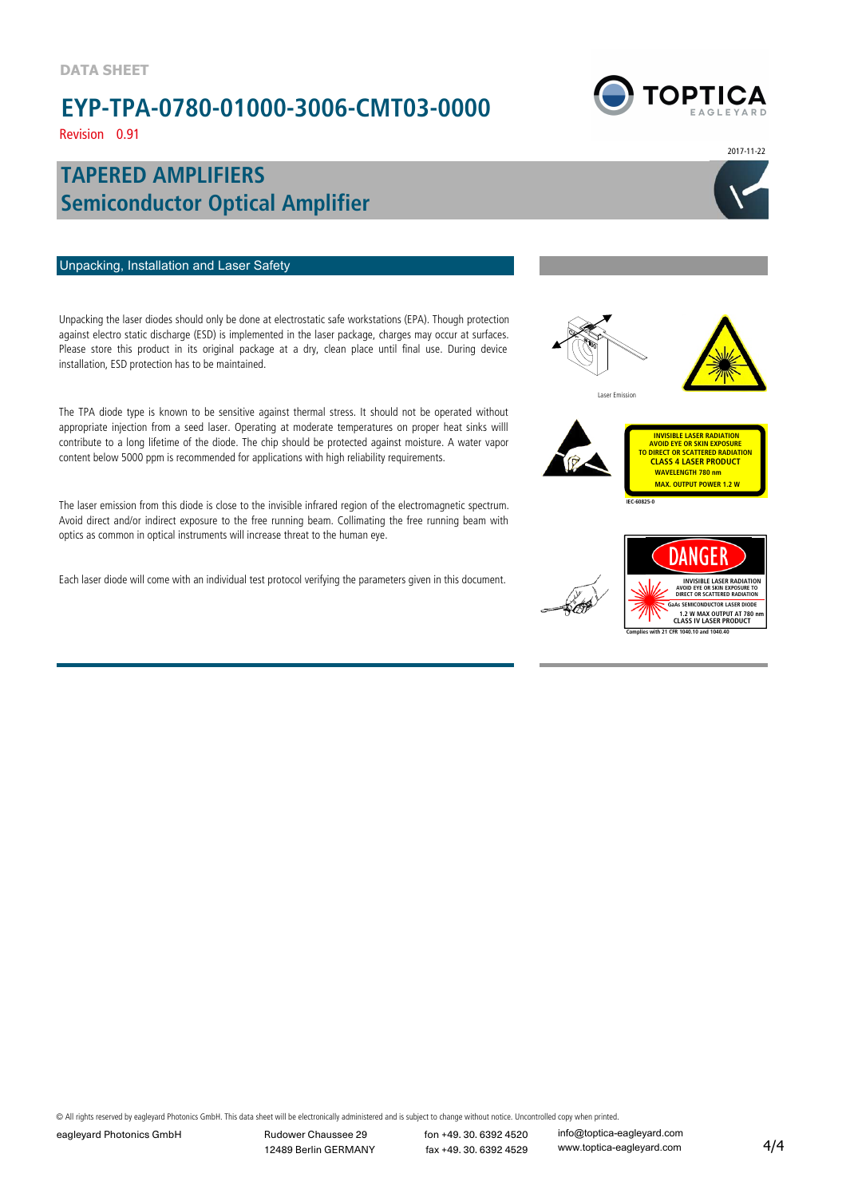## Unpacking, Installation and Laser Safety

Unpacking the laser diodes should only be done at electrostatic safe workstations (EPA). Though protection against electro static discharge (ESD) is implemented in the laser package, charges may occur at surfaces. Please store this product in its original package at a dry, clean place until final use. During device installation, ESD protection has to be maintained.

The TPA diode type is known to be sensitive against thermal stress. It should not be operated without appropriate injection from a seed laser. Operating at moderate temperatures on proper heat sinks willl contribute to a long lifetime of the diode. The chip should be protected against moisture. A water vapor content below 5000 ppm is recommended for applications with high reliability requirements.

The laser emission from this diode is close to the invisible infrared region of the electromagnetic spectrum. Avoid direct and/or indirect exposure to the free running beam. Collimating the free running beam with optics as common in optical instruments will increase threat to the human eye.

Each laser diode will come with an individual test protocol verifying the parameters given in this document.

Laser Emission

INVISIBLE LASER RADIATION
AVOID EYE OR SKIN EXPOSURE
TO DIRECT OR SCATTERED RADIATION
CLASS 4 LASER PRODUCT
WAVELENGTH 780 nm
MAX. OUTPUT POWER 1.2 W

IEC-60825-0

DANGER

INVISIBLE LASER RADIATION
AVOID EYE OR SKIN EXPOSURE TO
DIRECT OR SCATTERED RADIATION
GaAs SEMICONDUCTOR LASER DIODE
1.2 W MAX OUTPUT AT 780 nm
CLASS IV LASER PRODUCT

Complies with 21 CFR 1040.10 and 1040.40